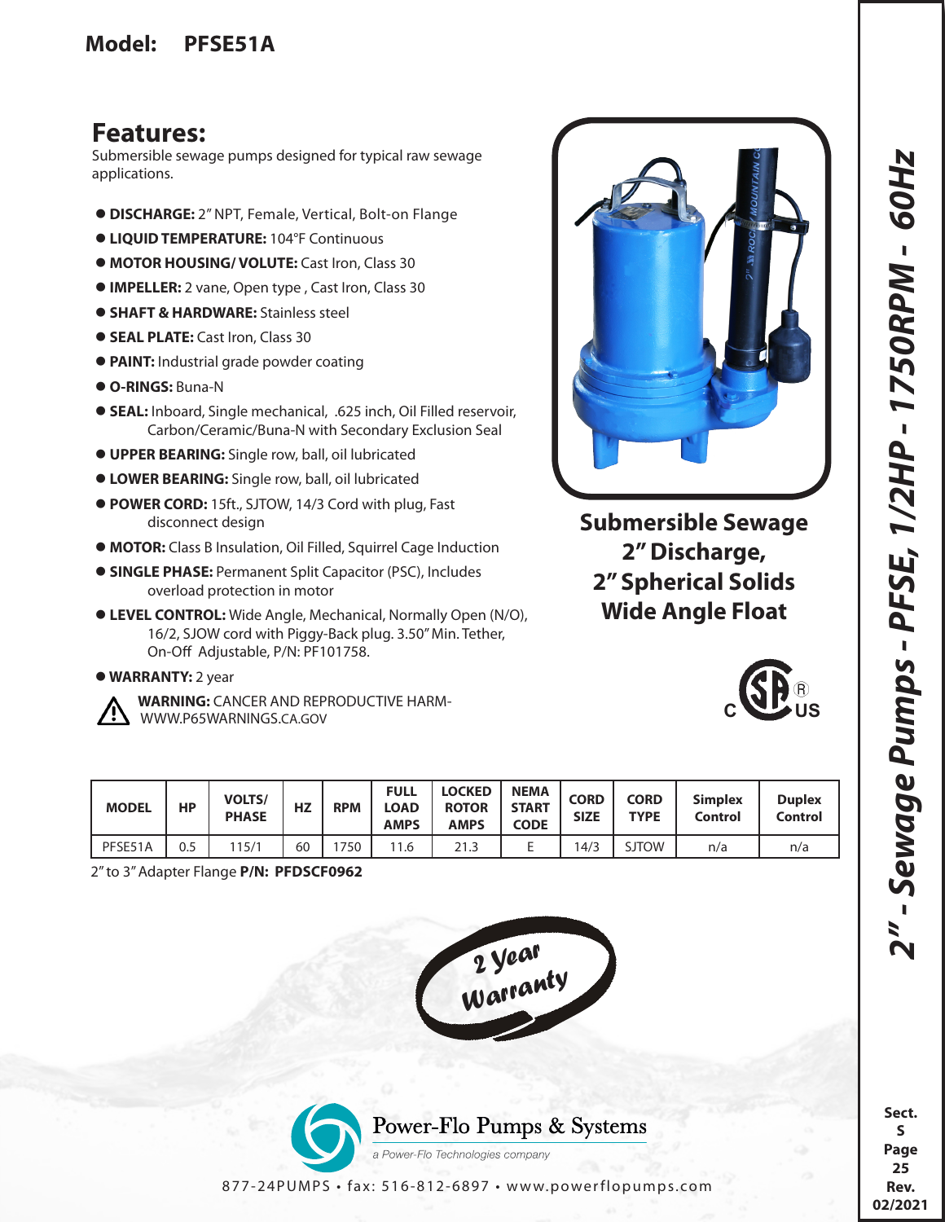# Model: PFSE51A

## Features:

Submersible sewage pumps designed for typical raw sewage applications.

- **DISCHARGE:** 2" NPT, Female, Vertical, Bolt-on Flange
- **LIQUID TEMPERATURE:** 104°F Continuous
- **MOTOR HOUSING/ VOLUTE:** Cast Iron, Class 30
- **IMPELLER:** 2 vane, Open type , Cast Iron, Class 30
- **SHAFT & HARDWARE:** Stainless steel
- **SEAL PLATE:** Cast Iron, Class 30
- **PAINT:** Industrial grade powder coating
- **O-RINGS:** Buna-N
- **SEAL:** Inboard, Single mechanical, .625 inch, Oil Filled reservoir, Carbon/Ceramic/Buna-N with Secondary Exclusion Seal
- **UPPER BEARING:** Single row, ball, oil lubricated
- **LOWER BEARING:** Single row, ball, oil lubricated
- **POWER CORD:** 15ft., SJTOW, 14/3 Cord with plug, Fast disconnect design
- **MOTOR:** Class B Insulation, Oil Filled, Squirrel Cage Induction
- **SINGLE PHASE:** Permanent Split Capacitor (PSC), Includes overload protection in motor
- **LEVEL CONTROL:** Wide Angle, Mechanical, Normally Open (N/O), 16/2, SJOW cord with Piggy-Back plug. 3.50" Min. Tether, On-Off Adjustable, P/N: PF101758.
- **WARRANTY:** 2 year

**WARNING:** CANCER AND REPRODUCTIVE HARM- WWW.P65WARNINGS.CA.GOV

**Submersible Sewage**
**2" Discharge,**
**2" Spherical Solids**
**Wide Angle Float**

| MODEL | HP | VOLTS/ PHASE | HZ | RPM | FULL LOAD AMPS | LOCKED ROTOR AMPS | NEMA START CODE | CORD SIZE | CORD TYPE | Simplex Control | Duplex Control |
|---|---|---|---|---|---|---|---|---|---|---|---|
| PFSE51A | 0.5 | 115/1 | 60 | 1750 | 11.6 | 21.3 | E | 14/3 | SJTOW | n/a | n/a |

2" to 3" Adapter Flange **P/N: PFDSCF0962**

2 Year Warranty

Power-Flo Pumps & Systems
*a Power-Flo Technologies company*

877-24PUMPS • fax: 516-812-6897 • www.powerflopumps.com

**2" - Sewage Pumps - PFSE, 1/2HP - 1750RPM - 60Hz**

Sect. S Page 25 Rev. 02/2021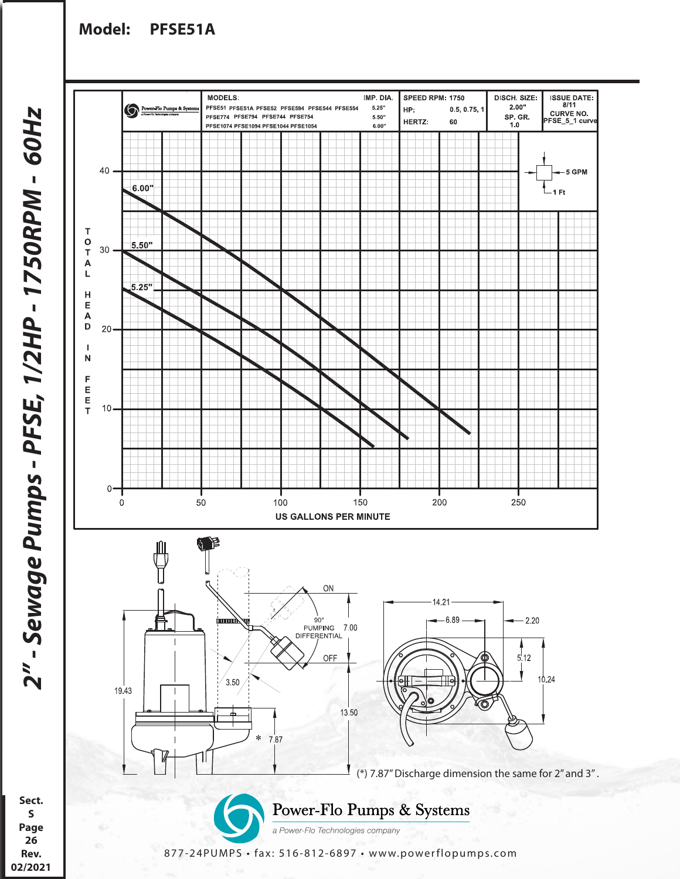# Model: PFSE51A

2" - Sewage Pumps - PFSE, 1/2HP - 1750RPM - 60Hz

| MODELS: | IMP. DIA. | SPEED RPM: 1750 | DISCH. SIZE: 2.00" | ISSUE DATE: 8/11 |
|---|---|---|---|---|
| PFSE51 PFSE51A PFSE52 PFSE594 PFSE544 PFSE554 | 5.25" | HP: 0.5, 0.75, 1 | SP. GR. 1.0 | CURVE NO. PFSE_5_1 curve |
| PFSE774 PFSE794 PFSE744 PFSE754 | 5.50" | HERTZ: 60 | | |
| PFSE1074 PFSE1094 PFSE1044 PFSE1054 | 6.00" | | | |

Power-Flo Pumps & Systems
a Power-Flo Technologies company

TOTAL HEAD IN FEET

0
10
20
30
40

6.00"
5.50"
5.25"

5 GPM
1 Ft

0
50
100
150
200
250

US GALLONS PER MINUTE

ON
90° PUMPING DIFFERENTIAL
7.00
OFF
3.50
19.43
13.50
* 7.87
14.21
6.89
2.20
5.12
10.24

(*) 7.87" Discharge dimension the same for 2" and 3".

Power-Flo Pumps & Systems
a Power-Flo Technologies company

877-24PUMPS • fax: 516-812-6897 • www.powerflopumps.com

Sect. S
Page 26
Rev. 02/2021